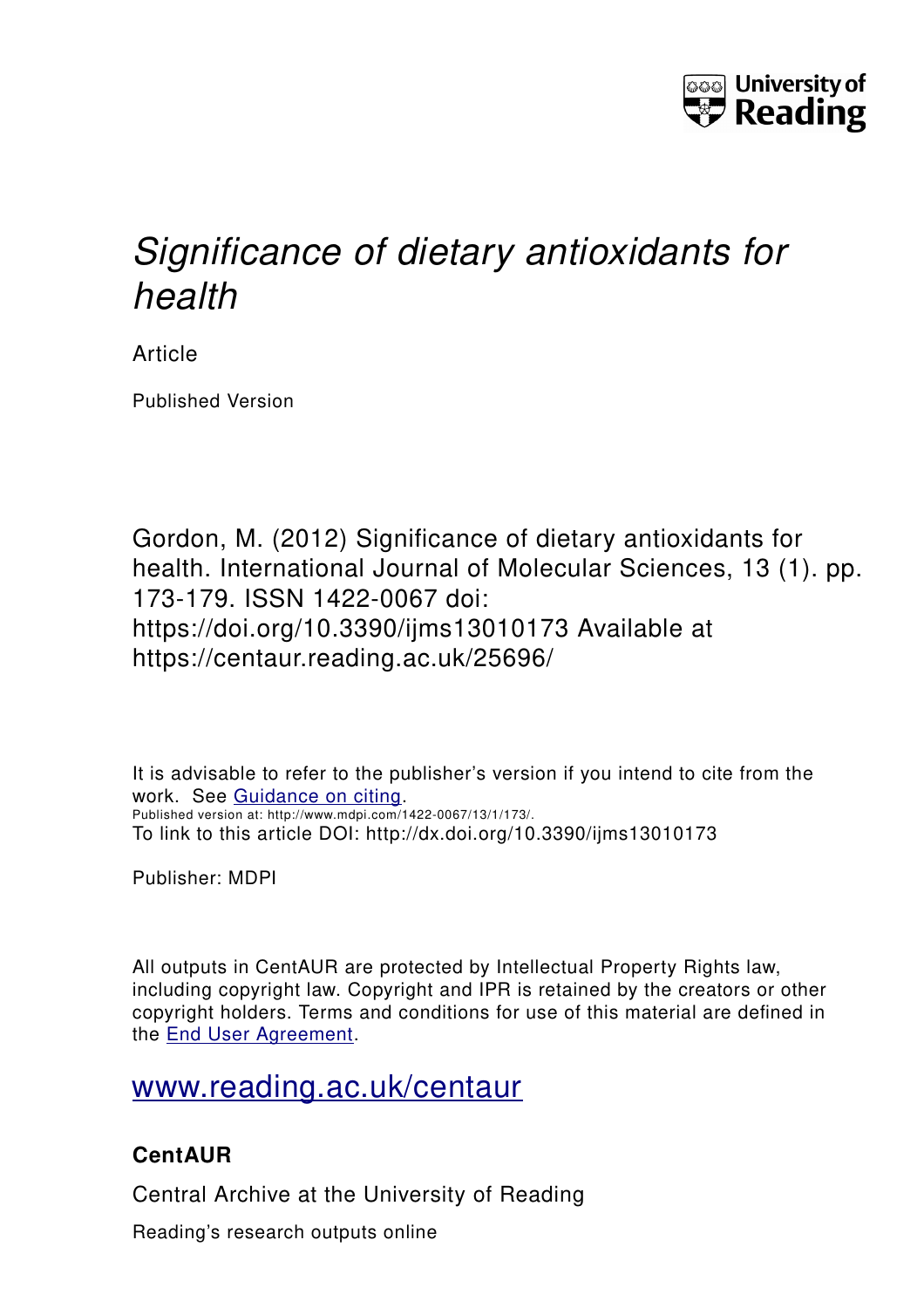University of Reading

# *Significance of dietary antioxidants for health*

Article

Published Version

Gordon, M. (2012) Significance of dietary antioxidants for health. International Journal of Molecular Sciences, 13 (1). pp. 173-179. ISSN 1422-0067 doi: https://doi.org/10.3390/ijms13010173 Available at https://centaur.reading.ac.uk/25696/

It is advisable to refer to the publisher's version if you intend to cite from the work. See Guidance on citing.

Published version at: http://www.mdpi.com/1422-0067/13/1/173/.

To link to this article DOI: http://dx.doi.org/10.3390/ijms13010173

Publisher: MDPI

All outputs in CentAUR are protected by Intellectual Property Rights law, including copyright law. Copyright and IPR is retained by the creators or other copyright holders. Terms and conditions for use of this material are defined in the End User Agreement.

www.reading.ac.uk/centaur

**CentAUR**

Central Archive at the University of Reading

Reading's research outputs online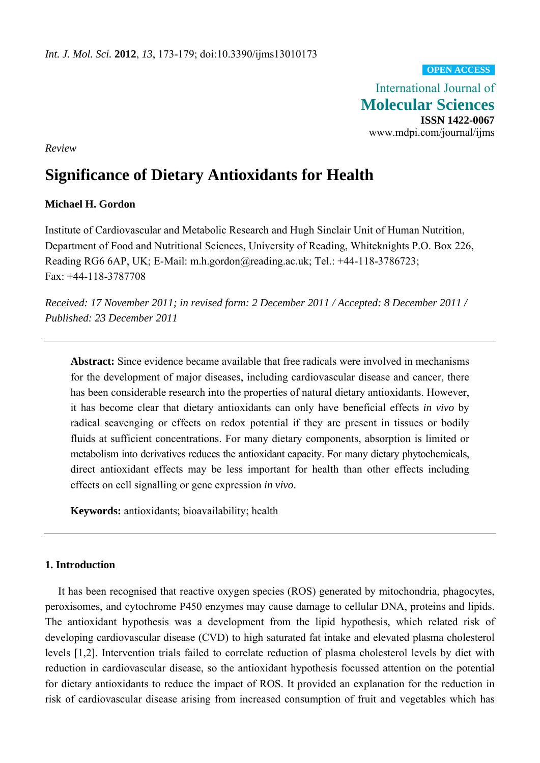*Int. J. Mol. Sci.* **2012**, *13*, 173-179; doi:10.3390/ijms13010173

**OPEN ACCESS**

International Journal of
**Molecular Sciences**
**ISSN 1422-0067**
www.mdpi.com/journal/ijms

*Review*

# Significance of Dietary Antioxidants for Health

**Michael H. Gordon**

Institute of Cardiovascular and Metabolic Research and Hugh Sinclair Unit of Human Nutrition, Department of Food and Nutritional Sciences, University of Reading, Whiteknights P.O. Box 226, Reading RG6 6AP, UK; E-Mail: m.h.gordon@reading.ac.uk; Tel.: +44-118-3786723; Fax: +44-118-3787708

*Received: 17 November 2011; in revised form: 2 December 2011 / Accepted: 8 December 2011 / Published: 23 December 2011*

---

**Abstract:** Since evidence became available that free radicals were involved in mechanisms for the development of major diseases, including cardiovascular disease and cancer, there has been considerable research into the properties of natural dietary antioxidants. However, it has become clear that dietary antioxidants can only have beneficial effects *in vivo* by radical scavenging or effects on redox potential if they are present in tissues or bodily fluids at sufficient concentrations. For many dietary components, absorption is limited or metabolism into derivatives reduces the antioxidant capacity. For many dietary phytochemicals, direct antioxidant effects may be less important for health than other effects including effects on cell signalling or gene expression *in vivo*.

**Keywords:** antioxidants; bioavailability; health

---

## 1. Introduction

It has been recognised that reactive oxygen species (ROS) generated by mitochondria, phagocytes, peroxisomes, and cytochrome P450 enzymes may cause damage to cellular DNA, proteins and lipids. The antioxidant hypothesis was a development from the lipid hypothesis, which related risk of developing cardiovascular disease (CVD) to high saturated fat intake and elevated plasma cholesterol levels [1,2]. Intervention trials failed to correlate reduction of plasma cholesterol levels by diet with reduction in cardiovascular disease, so the antioxidant hypothesis focussed attention on the potential for dietary antioxidants to reduce the impact of ROS. It provided an explanation for the reduction in risk of cardiovascular disease arising from increased consumption of fruit and vegetables which has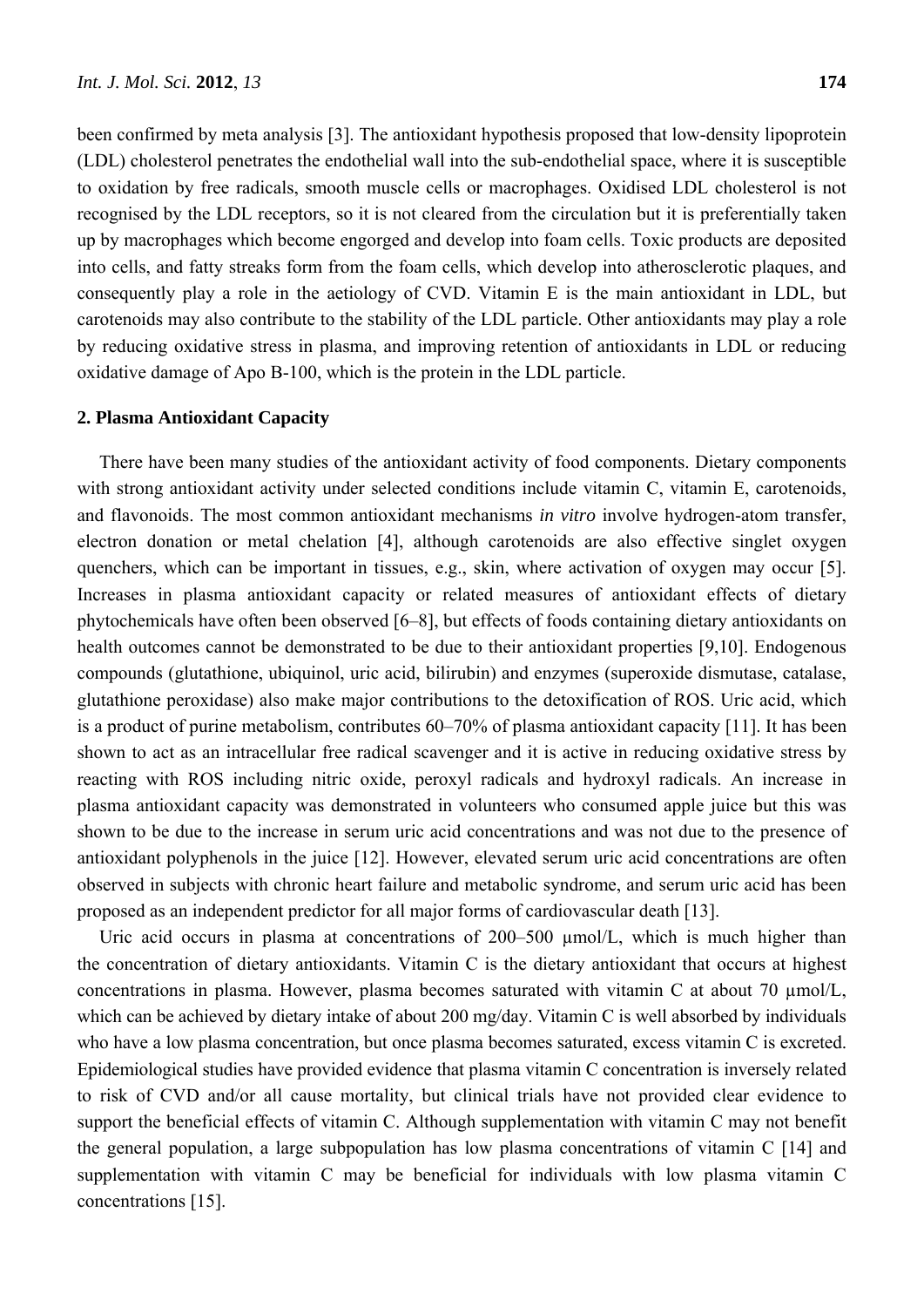been confirmed by meta analysis [3]. The antioxidant hypothesis proposed that low-density lipoprotein (LDL) cholesterol penetrates the endothelial wall into the sub-endothelial space, where it is susceptible to oxidation by free radicals, smooth muscle cells or macrophages. Oxidised LDL cholesterol is not recognised by the LDL receptors, so it is not cleared from the circulation but it is preferentially taken up by macrophages which become engorged and develop into foam cells. Toxic products are deposited into cells, and fatty streaks form from the foam cells, which develop into atherosclerotic plaques, and consequently play a role in the aetiology of CVD. Vitamin E is the main antioxidant in LDL, but carotenoids may also contribute to the stability of the LDL particle. Other antioxidants may play a role by reducing oxidative stress in plasma, and improving retention of antioxidants in LDL or reducing oxidative damage of Apo B-100, which is the protein in the LDL particle.

## 2. Plasma Antioxidant Capacity

There have been many studies of the antioxidant activity of food components. Dietary components with strong antioxidant activity under selected conditions include vitamin C, vitamin E, carotenoids, and flavonoids. The most common antioxidant mechanisms *in vitro* involve hydrogen-atom transfer, electron donation or metal chelation [4], although carotenoids are also effective singlet oxygen quenchers, which can be important in tissues, e.g., skin, where activation of oxygen may occur [5]. Increases in plasma antioxidant capacity or related measures of antioxidant effects of dietary phytochemicals have often been observed [6–8], but effects of foods containing dietary antioxidants on health outcomes cannot be demonstrated to be due to their antioxidant properties [9,10]. Endogenous compounds (glutathione, ubiquinol, uric acid, bilirubin) and enzymes (superoxide dismutase, catalase, glutathione peroxidase) also make major contributions to the detoxification of ROS. Uric acid, which is a product of purine metabolism, contributes 60–70% of plasma antioxidant capacity [11]. It has been shown to act as an intracellular free radical scavenger and it is active in reducing oxidative stress by reacting with ROS including nitric oxide, peroxyl radicals and hydroxyl radicals. An increase in plasma antioxidant capacity was demonstrated in volunteers who consumed apple juice but this was shown to be due to the increase in serum uric acid concentrations and was not due to the presence of antioxidant polyphenols in the juice [12]. However, elevated serum uric acid concentrations are often observed in subjects with chronic heart failure and metabolic syndrome, and serum uric acid has been proposed as an independent predictor for all major forms of cardiovascular death [13].

Uric acid occurs in plasma at concentrations of 200–500 µmol/L, which is much higher than the concentration of dietary antioxidants. Vitamin C is the dietary antioxidant that occurs at highest concentrations in plasma. However, plasma becomes saturated with vitamin C at about 70 µmol/L, which can be achieved by dietary intake of about 200 mg/day. Vitamin C is well absorbed by individuals who have a low plasma concentration, but once plasma becomes saturated, excess vitamin C is excreted. Epidemiological studies have provided evidence that plasma vitamin C concentration is inversely related to risk of CVD and/or all cause mortality, but clinical trials have not provided clear evidence to support the beneficial effects of vitamin C. Although supplementation with vitamin C may not benefit the general population, a large subpopulation has low plasma concentrations of vitamin C [14] and supplementation with vitamin C may be beneficial for individuals with low plasma vitamin C concentrations [15].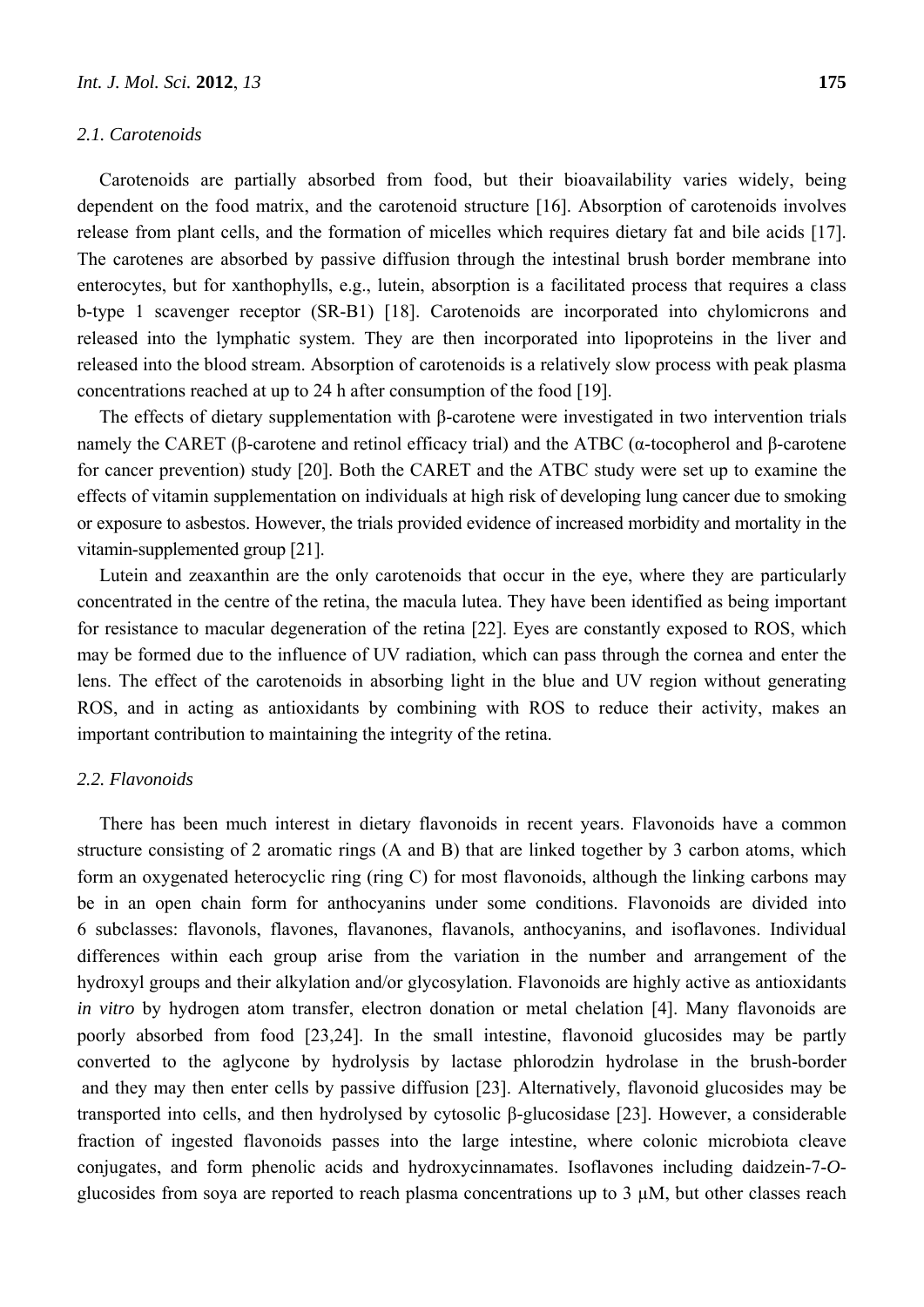### 2.1. Carotenoids

Carotenoids are partially absorbed from food, but their bioavailability varies widely, being dependent on the food matrix, and the carotenoid structure [16]. Absorption of carotenoids involves release from plant cells, and the formation of micelles which requires dietary fat and bile acids [17]. The carotenes are absorbed by passive diffusion through the intestinal brush border membrane into enterocytes, but for xanthophylls, e.g., lutein, absorption is a facilitated process that requires a class b-type 1 scavenger receptor (SR-B1) [18]. Carotenoids are incorporated into chylomicrons and released into the lymphatic system. They are then incorporated into lipoproteins in the liver and released into the blood stream. Absorption of carotenoids is a relatively slow process with peak plasma concentrations reached at up to 24 h after consumption of the food [19].

The effects of dietary supplementation with β-carotene were investigated in two intervention trials namely the CARET (β-carotene and retinol efficacy trial) and the ATBC (α-tocopherol and β-carotene for cancer prevention) study [20]. Both the CARET and the ATBC study were set up to examine the effects of vitamin supplementation on individuals at high risk of developing lung cancer due to smoking or exposure to asbestos. However, the trials provided evidence of increased morbidity and mortality in the vitamin-supplemented group [21].

Lutein and zeaxanthin are the only carotenoids that occur in the eye, where they are particularly concentrated in the centre of the retina, the macula lutea. They have been identified as being important for resistance to macular degeneration of the retina [22]. Eyes are constantly exposed to ROS, which may be formed due to the influence of UV radiation, which can pass through the cornea and enter the lens. The effect of the carotenoids in absorbing light in the blue and UV region without generating ROS, and in acting as antioxidants by combining with ROS to reduce their activity, makes an important contribution to maintaining the integrity of the retina.

### 2.2. Flavonoids

There has been much interest in dietary flavonoids in recent years. Flavonoids have a common structure consisting of 2 aromatic rings (A and B) that are linked together by 3 carbon atoms, which form an oxygenated heterocyclic ring (ring C) for most flavonoids, although the linking carbons may be in an open chain form for anthocyanins under some conditions. Flavonoids are divided into 6 subclasses: flavonols, flavones, flavanones, flavanols, anthocyanins, and isoflavones. Individual differences within each group arise from the variation in the number and arrangement of the hydroxyl groups and their alkylation and/or glycosylation. Flavonoids are highly active as antioxidants *in vitro* by hydrogen atom transfer, electron donation or metal chelation [4]. Many flavonoids are poorly absorbed from food [23,24]. In the small intestine, flavonoid glucosides may be partly converted to the aglycone by hydrolysis by lactase phlorodzin hydrolase in the brush-border and they may then enter cells by passive diffusion [23]. Alternatively, flavonoid glucosides may be transported into cells, and then hydrolysed by cytosolic β-glucosidase [23]. However, a considerable fraction of ingested flavonoids passes into the large intestine, where colonic microbiota cleave conjugates, and form phenolic acids and hydroxycinnamates. Isoflavones including daidzein-7-*O*-glucosides from soya are reported to reach plasma concentrations up to 3 μM, but other classes reach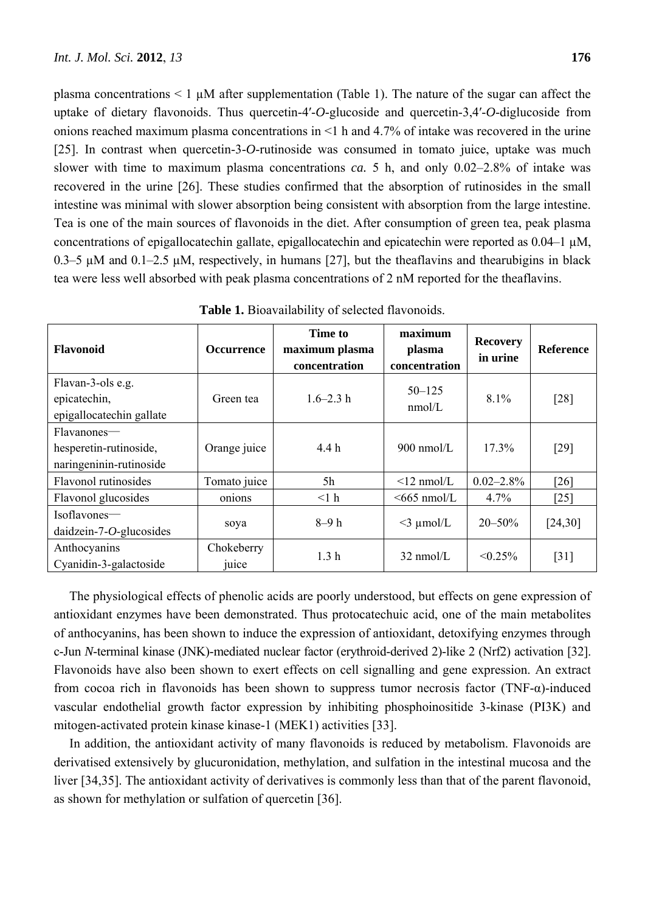plasma concentrations < 1 μM after supplementation (Table 1). The nature of the sugar can affect the uptake of dietary flavonoids. Thus quercetin-4′-*O*-glucoside and quercetin-3,4′-*O*-diglucoside from onions reached maximum plasma concentrations in <1 h and 4.7% of intake was recovered in the urine [25]. In contrast when quercetin-3-*O*-rutinoside was consumed in tomato juice, uptake was much slower with time to maximum plasma concentrations *ca.* 5 h, and only 0.02–2.8% of intake was recovered in the urine [26]. These studies confirmed that the absorption of rutinosides in the small intestine was minimal with slower absorption being consistent with absorption from the large intestine. Tea is one of the main sources of flavonoids in the diet. After consumption of green tea, peak plasma concentrations of epigallocatechin gallate, epigallocatechin and epicatechin were reported as 0.04–1 μM, 0.3–5 μM and 0.1–2.5 μM, respectively, in humans [27], but the theaflavins and thearubigins in black tea were less well absorbed with peak plasma concentrations of 2 nM reported for the theaflavins.

**Table 1.** Bioavailability of selected flavonoids.

| Flavonoid | Occurrence | Time to maximum plasma concentration | maximum plasma concentration | Recovery in urine | Reference |
|---|---|---|---|---|---|
| Flavan-3-ols e.g. epicatechin, epigallocatechin gallate | Green tea | 1.6–2.3 h | 50–125 nmol/L | 8.1% | [28] |
| Flavanones—hesperetin-rutinoside, naringeninin-rutinoside | Orange juice | 4.4 h | 900 nmol/L | 17.3% | [29] |
| Flavonol rutinosides | Tomato juice | 5h | <12 nmol/L | 0.02–2.8% | [26] |
| Flavonol glucosides | onions | <1 h | <665 nmol/L | 4.7% | [25] |
| Isoflavones—daidzein-7-*O*-glucosides | soya | 8–9 h | <3 μmol/L | 20–50% | [24,30] |
| Anthocyanins Cyanidin-3-galactoside | Chokeberry juice | 1.3 h | 32 nmol/L | <0.25% | [31] |

The physiological effects of phenolic acids are poorly understood, but effects on gene expression of antioxidant enzymes have been demonstrated. Thus protocatechuic acid, one of the main metabolites of anthocyanins, has been shown to induce the expression of antioxidant, detoxifying enzymes through c-Jun *N*-terminal kinase (JNK)-mediated nuclear factor (erythroid-derived 2)-like 2 (Nrf2) activation [32]. Flavonoids have also been shown to exert effects on cell signalling and gene expression. An extract from cocoa rich in flavonoids has been shown to suppress tumor necrosis factor (TNF-α)-induced vascular endothelial growth factor expression by inhibiting phosphoinositide 3-kinase (PI3K) and mitogen-activated protein kinase kinase-1 (MEK1) activities [33].

In addition, the antioxidant activity of many flavonoids is reduced by metabolism. Flavonoids are derivatised extensively by glucuronidation, methylation, and sulfation in the intestinal mucosa and the liver [34,35]. The antioxidant activity of derivatives is commonly less than that of the parent flavonoid, as shown for methylation or sulfation of quercetin [36].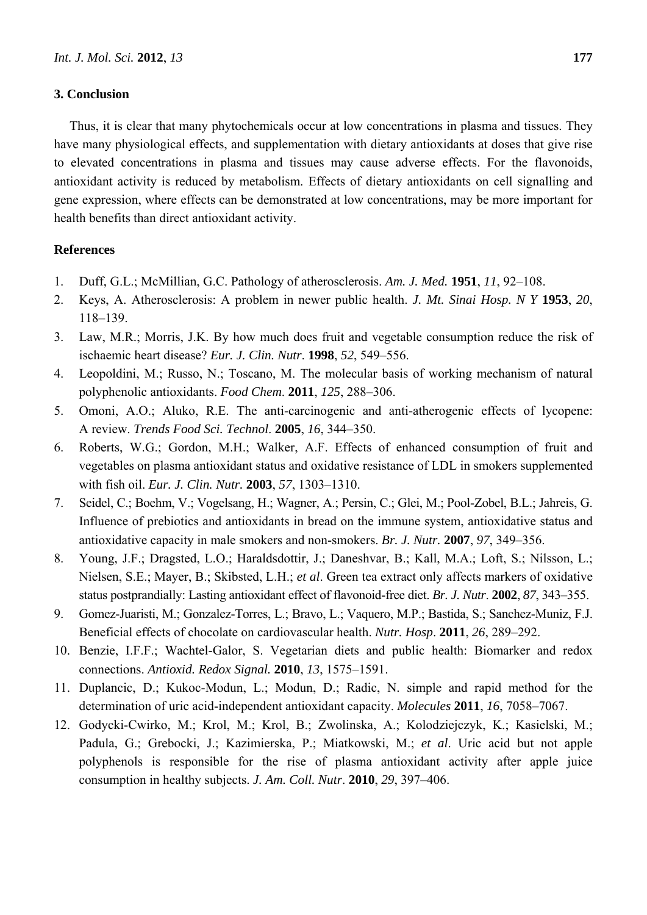## 3. Conclusion

Thus, it is clear that many phytochemicals occur at low concentrations in plasma and tissues. They have many physiological effects, and supplementation with dietary antioxidants at doses that give rise to elevated concentrations in plasma and tissues may cause adverse effects. For the flavonoids, antioxidant activity is reduced by metabolism. Effects of dietary antioxidants on cell signalling and gene expression, where effects can be demonstrated at low concentrations, may be more important for health benefits than direct antioxidant activity.

## References

1. Duff, G.L.; McMillian, G.C. Pathology of atherosclerosis. *Am. J. Med.* **1951**, *11*, 92–108.
2. Keys, A. Atherosclerosis: A problem in newer public health. *J. Mt. Sinai Hosp. N Y* **1953**, *20*, 118–139.
3. Law, M.R.; Morris, J.K. By how much does fruit and vegetable consumption reduce the risk of ischaemic heart disease? *Eur. J. Clin. Nutr*. **1998**, *52*, 549–556.
4. Leopoldini, M.; Russo, N.; Toscano, M. The molecular basis of working mechanism of natural polyphenolic antioxidants. *Food Chem*. **2011**, *125*, 288–306.
5. Omoni, A.O.; Aluko, R.E. The anti-carcinogenic and anti-atherogenic effects of lycopene: A review. *Trends Food Sci. Technol*. **2005**, *16*, 344–350.
6. Roberts, W.G.; Gordon, M.H.; Walker, A.F. Effects of enhanced consumption of fruit and vegetables on plasma antioxidant status and oxidative resistance of LDL in smokers supplemented with fish oil. *Eur. J. Clin. Nutr.* **2003**, *57*, 1303–1310.
7. Seidel, C.; Boehm, V.; Vogelsang, H.; Wagner, A.; Persin, C.; Glei, M.; Pool-Zobel, B.L.; Jahreis, G. Influence of prebiotics and antioxidants in bread on the immune system, antioxidative status and antioxidative capacity in male smokers and non-smokers. *Br. J. Nutr.* **2007**, *97*, 349–356.
8. Young, J.F.; Dragsted, L.O.; Haraldsdottir, J.; Daneshvar, B.; Kall, M.A.; Loft, S.; Nilsson, L.; Nielsen, S.E.; Mayer, B.; Skibsted, L.H.; *et al*. Green tea extract only affects markers of oxidative status postprandially: Lasting antioxidant effect of flavonoid-free diet. *Br. J. Nutr*. **2002**, *87*, 343–355.
9. Gomez-Juaristi, M.; Gonzalez-Torres, L.; Bravo, L.; Vaquero, M.P.; Bastida, S.; Sanchez-Muniz, F.J. Beneficial effects of chocolate on cardiovascular health. *Nutr. Hosp*. **2011**, *26*, 289–292.
10. Benzie, I.F.F.; Wachtel-Galor, S. Vegetarian diets and public health: Biomarker and redox connections. *Antioxid. Redox Signal.* **2010**, *13*, 1575–1591.
11. Duplancic, D.; Kukoc-Modun, L.; Modun, D.; Radic, N. simple and rapid method for the determination of uric acid-independent antioxidant capacity. *Molecules* **2011**, *16*, 7058–7067.
12. Godycki-Cwirko, M.; Krol, M.; Krol, B.; Zwolinska, A.; Kolodziejczyk, K.; Kasielski, M.; Padula, G.; Grebocki, J.; Kazimierska, P.; Miatkowski, M.; *et al*. Uric acid but not apple polyphenols is responsible for the rise of plasma antioxidant activity after apple juice consumption in healthy subjects. *J. Am. Coll. Nutr*. **2010**, *29*, 397–406.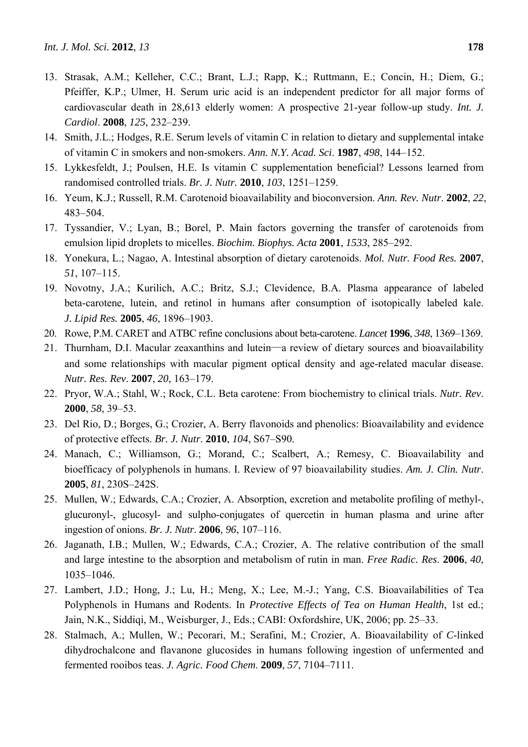13. Strasak, A.M.; Kelleher, C.C.; Brant, L.J.; Rapp, K.; Ruttmann, E.; Concin, H.; Diem, G.; Pfeiffer, K.P.; Ulmer, H. Serum uric acid is an independent predictor for all major forms of cardiovascular death in 28,613 elderly women: A prospective 21-year follow-up study. *Int. J. Cardiol*. **2008**, *125*, 232–239.
14. Smith, J.L.; Hodges, R.E. Serum levels of vitamin C in relation to dietary and supplemental intake of vitamin C in smokers and non-smokers. *Ann. N.Y. Acad. Sci*. **1987**, *498*, 144–152.
15. Lykkesfeldt, J.; Poulsen, H.E. Is vitamin C supplementation beneficial? Lessons learned from randomised controlled trials. *Br. J. Nutr.* **2010**, *103*, 1251–1259.
16. Yeum, K.J.; Russell, R.M. Carotenoid bioavailability and bioconversion. *Ann. Rev. Nutr*. **2002**, *22*, 483–504.
17. Tyssandier, V.; Lyan, B.; Borel, P. Main factors governing the transfer of carotenoids from emulsion lipid droplets to micelles. *Biochim. Biophys. Acta* **2001**, *1533*, 285–292.
18. Yonekura, L.; Nagao, A. Intestinal absorption of dietary carotenoids. *Mol. Nutr. Food Res.* **2007**, *51*, 107–115.
19. Novotny, J.A.; Kurilich, A.C.; Britz, S.J.; Clevidence, B.A. Plasma appearance of labeled beta-carotene, lutein, and retinol in humans after consumption of isotopically labeled kale. *J. Lipid Res.* **2005**, *46*, 1896–1903.
20. Rowe, P.M. CARET and ATBC refine conclusions about beta-carotene. *Lancet* **1996**, *348*, 1369–1369.
21. Thurnham, D.I. Macular zeaxanthins and lutein—a review of dietary sources and bioavailability and some relationships with macular pigment optical density and age-related macular disease. *Nutr. Res. Rev*. **2007**, *20*, 163–179.
22. Pryor, W.A.; Stahl, W.; Rock, C.L. Beta carotene: From biochemistry to clinical trials. *Nutr. Rev*. **2000**, *58*, 39–53.
23. Del Rio, D.; Borges, G.; Crozier, A. Berry flavonoids and phenolics: Bioavailability and evidence of protective effects. *Br. J. Nutr*. **2010**, *104*, S67–S90.
24. Manach, C.; Williamson, G.; Morand, C.; Scalbert, A.; Remesy, C. Bioavailability and bioefficacy of polyphenols in humans. I. Review of 97 bioavailability studies. *Am. J. Clin. Nutr*. **2005**, *81*, 230S–242S.
25. Mullen, W.; Edwards, C.A.; Crozier, A. Absorption, excretion and metabolite profiling of methyl-, glucuronyl-, glucosyl- and sulpho-conjugates of quercetin in human plasma and urine after ingestion of onions. *Br. J. Nutr*. **2006**, *96*, 107–116.
26. Jaganath, I.B.; Mullen, W.; Edwards, C.A.; Crozier, A. The relative contribution of the small and large intestine to the absorption and metabolism of rutin in man. *Free Radic. Res*. **2006**, *40*, 1035–1046.
27. Lambert, J.D.; Hong, J.; Lu, H.; Meng, X.; Lee, M.-J.; Yang, C.S. Bioavailabilities of Tea Polyphenols in Humans and Rodents. In *Protective Effects of Tea on Human Health*, 1st ed.; Jain, N.K., Siddiqi, M., Weisburger, J., Eds.; CABI: Oxfordshire, UK, 2006; pp. 25–33.
28. Stalmach, A.; Mullen, W.; Pecorari, M.; Serafini, M.; Crozier, A. Bioavailability of *C*-linked dihydrochalcone and flavanone glucosides in humans following ingestion of unfermented and fermented rooibos teas. *J. Agric. Food Chem*. **2009**, *57*, 7104–7111.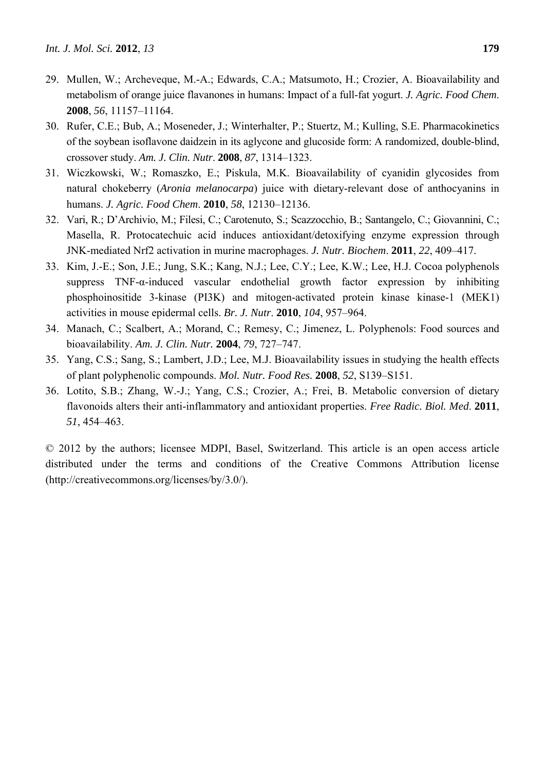29. Mullen, W.; Archeveque, M.-A.; Edwards, C.A.; Matsumoto, H.; Crozier, A. Bioavailability and metabolism of orange juice flavanones in humans: Impact of a full-fat yogurt. *J. Agric. Food Chem.* **2008**, *56*, 11157–11164.
30. Rufer, C.E.; Bub, A.; Moseneder, J.; Winterhalter, P.; Stuertz, M.; Kulling, S.E. Pharmacokinetics of the soybean isoflavone daidzein in its aglycone and glucoside form: A randomized, double-blind, crossover study. *Am. J. Clin. Nutr.* **2008**, *87*, 1314–1323.
31. Wiczkowski, W.; Romaszko, E.; Piskula, M.K. Bioavailability of cyanidin glycosides from natural chokeberry (*Aronia melanocarpa*) juice with dietary-relevant dose of anthocyanins in humans. *J. Agric. Food Chem.* **2010**, *58*, 12130–12136.
32. Vari, R.; D'Archivio, M.; Filesi, C.; Carotenuto, S.; Scazzocchio, B.; Santangelo, C.; Giovannini, C.; Masella, R. Protocatechuic acid induces antioxidant/detoxifying enzyme expression through JNK-mediated Nrf2 activation in murine macrophages. *J. Nutr. Biochem.* **2011**, *22*, 409–417.
33. Kim, J.-E.; Son, J.E.; Jung, S.K.; Kang, N.J.; Lee, C.Y.; Lee, K.W.; Lee, H.J. Cocoa polyphenols suppress TNF-α-induced vascular endothelial growth factor expression by inhibiting phosphoinositide 3-kinase (PI3K) and mitogen-activated protein kinase kinase-1 (MEK1) activities in mouse epidermal cells. *Br. J. Nutr.* **2010**, *104*, 957–964.
34. Manach, C.; Scalbert, A.; Morand, C.; Remesy, C.; Jimenez, L. Polyphenols: Food sources and bioavailability. *Am. J. Clin. Nutr.* **2004**, *79*, 727–747.
35. Yang, C.S.; Sang, S.; Lambert, J.D.; Lee, M.J. Bioavailability issues in studying the health effects of plant polyphenolic compounds. *Mol. Nutr. Food Res.* **2008**, *52*, S139–S151.
36. Lotito, S.B.; Zhang, W.-J.; Yang, C.S.; Crozier, A.; Frei, B. Metabolic conversion of dietary flavonoids alters their anti-inflammatory and antioxidant properties. *Free Radic. Biol. Med.* **2011**, *51*, 454–463.

© 2012 by the authors; licensee MDPI, Basel, Switzerland. This article is an open access article distributed under the terms and conditions of the Creative Commons Attribution license (http://creativecommons.org/licenses/by/3.0/).